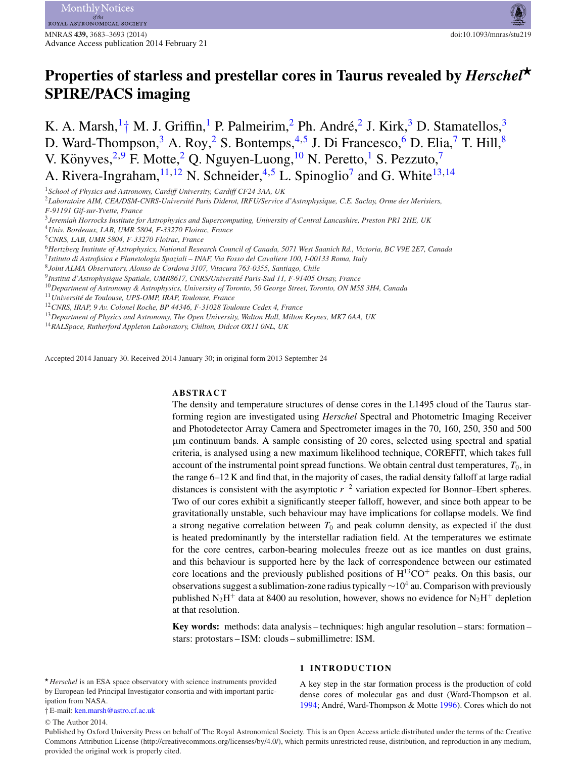# Properties of starless and prestellar cores in Taurus revealed by *Herschel*★ SPIRE/PACS imaging

K. A. Marsh,[1]† M. J. Griffin,[1] P. Palmeirim,[2] Ph. André,[2] J. Kirk,[3] D. Stamatellos,[3] D. Ward-Thompson,[3] A. Roy,[2] S. Bontemps,[4,5] J. Di Francesco,[6] D. Elia,[7] T. Hill,[8] V. Könyves,[2,9] F. Motte,[2] Q. Nguyen-Luong,[10] N. Peretto,[1] S. Pezzuto,[7] A. Rivera-Ingraham,[11,12] N. Schneider,[4,5] L. Spinoglio[7] and G. White[13,14]

[1]*School of Physics and Astronomy, Cardiff University, Cardiff CF24 3AA, UK*
[2]*Laboratoire AIM, CEA/DSM-CNRS-Université Paris Diderot, IRFU/Service d'Astrophysique, C.E. Saclay, Orme des Merisiers, F-91191 Gif-sur-Yvette, France*
[3]*Jeremiah Horrocks Institute for Astrophysics and Supercomputing, University of Central Lancashire, Preston PR1 2HE, UK*
[4]*Univ. Bordeaux, LAB, UMR 5804, F-33270 Floirac, France*
[5]*CNRS, LAB, UMR 5804, F-33270 Floirac, France*
[6]*Hertzberg Institute of Astrophysics, National Research Council of Canada, 5071 West Saanich Rd., Victoria, BC V9E 2E7, Canada*
[7]*Istituto di Astrofisica e Planetologia Spaziali – INAF, Via Fosso del Cavaliere 100, I-00133 Roma, Italy*
[8]*Joint ALMA Observatory, Alonso de Cordova 3107, Vitacura 763-0355, Santiago, Chile*
[9]*Institut d'Astrophysique Spatiale, UMR8617, CNRS/Université Paris-Sud 11, F-91405 Orsay, France*
[10]*Department of Astronomy & Astrophysics, University of Toronto, 50 George Street, Toronto, ON M5S 3H4, Canada*
[11]*Université de Toulouse, UPS-OMP, IRAP, Toulouse, France*
[12]*CNRS, IRAP, 9 Av. Colonel Roche, BP 44346, F-31028 Toulouse Cedex 4, France*
[13]*Department of Physics and Astronomy, The Open University, Walton Hall, Milton Keynes, MK7 6AA, UK*
[14]*RALSpace, Rutherford Appleton Laboratory, Chilton, Didcot OX11 0NL, UK*

Accepted 2014 January 30. Received 2014 January 30; in original form 2013 September 24

## ABSTRACT

The density and temperature structures of dense cores in the L1495 cloud of the Taurus star-forming region are investigated using *Herschel* Spectral and Photometric Imaging Receiver and Photodetector Array Camera and Spectrometer images in the 70, 160, 250, 350 and 500 μm continuum bands. A sample consisting of 20 cores, selected using spectral and spatial criteria, is analysed using a new maximum likelihood technique, COREFIT, which takes full account of the instrumental point spread functions. We obtain central dust temperatures, $T_0$, in the range 6–12 K and find that, in the majority of cases, the radial density falloff at large radial distances is consistent with the asymptotic $r^{-2}$ variation expected for Bonnor–Ebert spheres. Two of our cores exhibit a significantly steeper falloff, however, and since both appear to be gravitationally unstable, such behaviour may have implications for collapse models. We find a strong negative correlation between $T_0$ and peak column density, as expected if the dust is heated predominantly by the interstellar radiation field. At the temperatures we estimate for the core centres, carbon-bearing molecules freeze out as ice mantles on dust grains, and this behaviour is supported here by the lack of correspondence between our estimated core locations and the previously published positions of $H^{13}CO^+$ peaks. On this basis, our observations suggest a sublimation-zone radius typically $\sim 10^4$ au. Comparison with previously published $N_2H^+$ data at 8400 au resolution, however, shows no evidence for $N_2H^+$ depletion at that resolution.

**Key words:** methods: data analysis – techniques: high angular resolution – stars: formation – stars: protostars – ISM: clouds – submillimetre: ISM.

## 1 INTRODUCTION

A key step in the star formation process is the production of cold dense cores of molecular gas and dust (Ward-Thompson et al. 1994; André, Ward-Thompson & Motte 1996). Cores which do not

★ *Herschel* is an ESA space observatory with science instruments provided by European-led Principal Investigator consortia and with important participation from NASA.
† E-mail: ken.marsh@astro.cf.ac.uk

© The Author 2014.
Published by Oxford University Press on behalf of The Royal Astronomical Society. This is an Open Access article distributed under the terms of the Creative Commons Attribution License (http://creativecommons.org/licenses/by/4.0/), which permits unrestricted reuse, distribution, and reproduction in any medium, provided the original work is properly cited.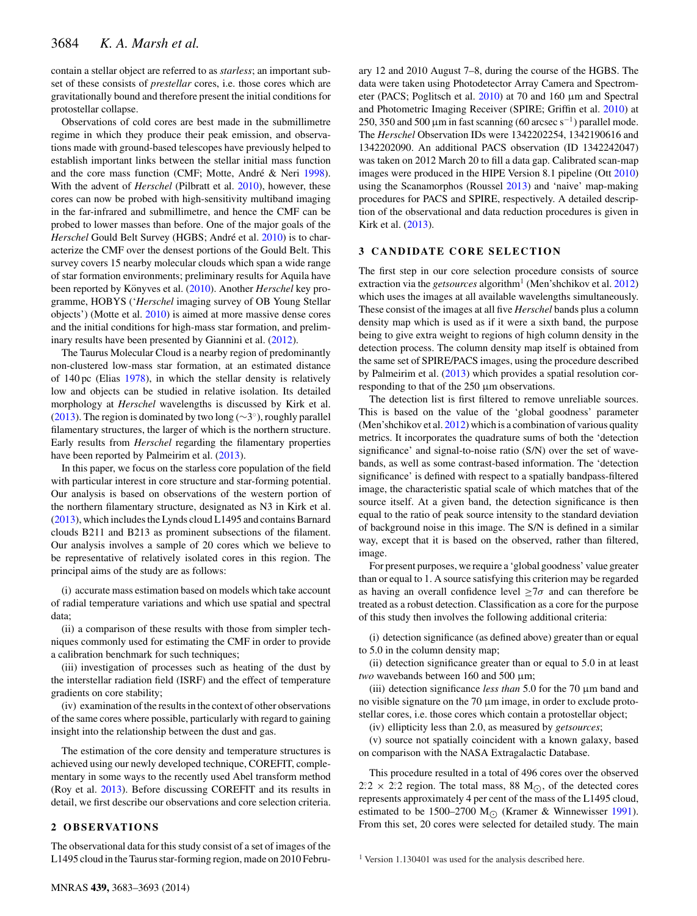contain a stellar object are referred to as *starless*; an important subset of these consists of *prestellar* cores, i.e. those cores which are gravitationally bound and therefore present the initial conditions for protostellar collapse.

Observations of cold cores are best made in the submillimetre regime in which they produce their peak emission, and observations made with ground-based telescopes have previously helped to establish important links between the stellar initial mass function and the core mass function (CMF; Motte, André & Neri 1998). With the advent of *Herschel* (Pilbratt et al. 2010), however, these cores can now be probed with high-sensitivity multiband imaging in the far-infrared and submillimetre, and hence the CMF can be probed to lower masses than before. One of the major goals of the *Herschel* Gould Belt Survey (HGBS; André et al. 2010) is to characterize the CMF over the densest portions of the Gould Belt. This survey covers 15 nearby molecular clouds which span a wide range of star formation environments; preliminary results for Aquila have been reported by Könyves et al. (2010). Another *Herschel* key programme, HOBYS ('*Herschel* imaging survey of OB Young Stellar objects') (Motte et al. 2010) is aimed at more massive dense cores and the initial conditions for high-mass star formation, and preliminary results have been presented by Giannini et al. (2012).

The Taurus Molecular Cloud is a nearby region of predominantly non-clustered low-mass star formation, at an estimated distance of 140 pc (Elias 1978), in which the stellar density is relatively low and objects can be studied in relative isolation. Its detailed morphology at *Herschel* wavelengths is discussed by Kirk et al. (2013). The region is dominated by two long ($\sim 3^{\circ}$), roughly parallel filamentary structures, the larger of which is the northern structure. Early results from *Herschel* regarding the filamentary properties have been reported by Palmeirim et al. (2013).

In this paper, we focus on the starless core population of the field with particular interest in core structure and star-forming potential. Our analysis is based on observations of the western portion of the northern filamentary structure, designated as N3 in Kirk et al. (2013), which includes the Lynds cloud L1495 and contains Barnard clouds B211 and B213 as prominent subsections of the filament. Our analysis involves a sample of 20 cores which we believe to be representative of relatively isolated cores in this region. The principal aims of the study are as follows:

(i) accurate mass estimation based on models which take account of radial temperature variations and which use spatial and spectral data;

(ii) a comparison of these results with those from simpler techniques commonly used for estimating the CMF in order to provide a calibration benchmark for such techniques;

(iii) investigation of processes such as heating of the dust by the interstellar radiation field (ISRF) and the effect of temperature gradients on core stability;

(iv) examination of the results in the context of other observations of the same cores where possible, particularly with regard to gaining insight into the relationship between the dust and gas.

The estimation of the core density and temperature structures is achieved using our newly developed technique, COREFIT, complementary in some ways to the recently used Abel transform method (Roy et al. 2013). Before discussing COREFIT and its results in detail, we first describe our observations and core selection criteria.

## 2 OBSERVATIONS

The observational data for this study consist of a set of images of the L1495 cloud in the Taurus star-forming region, made on 2010 February 12 and 2010 August 7–8, during the course of the HGBS. The data were taken using Photodetector Array Camera and Spectrometer (PACS; Poglitsch et al. 2010) at 70 and 160 μm and Spectral and Photometric Imaging Receiver (SPIRE; Griffin et al. 2010) at 250, 350 and 500 μm in fast scanning (60 arcsec s$^{-1}$) parallel mode. The *Herschel* Observation IDs were 1342202254, 1342190616 and 1342202090. An additional PACS observation (ID 1342242047) was taken on 2012 March 20 to fill a data gap. Calibrated scan-map images were produced in the HIPE Version 8.1 pipeline (Ott 2010) using the Scanamorphos (Roussel 2013) and 'naive' map-making procedures for PACS and SPIRE, respectively. A detailed description of the observational and data reduction procedures is given in Kirk et al. (2013).

## 3 CANDIDATE CORE SELECTION

The first step in our core selection procedure consists of source extraction via the *getsources* algorithm[1] (Men'shchikov et al. 2012) which uses the images at all available wavelengths simultaneously. These consist of the images at all five *Herschel* bands plus a column density map which is used as if it were a sixth band, the purpose being to give extra weight to regions of high column density in the detection process. The column density map itself is obtained from the same set of SPIRE/PACS images, using the procedure described by Palmeirim et al. (2013) which provides a spatial resolution corresponding to that of the 250 μm observations.

The detection list is first filtered to remove unreliable sources. This is based on the value of the 'global goodness' parameter (Men'shchikov et al. 2012) which is a combination of various quality metrics. It incorporates the quadrature sums of both the 'detection significance' and signal-to-noise ratio (S/N) over the set of wavebands, as well as some contrast-based information. The 'detection significance' is defined with respect to a spatially bandpass-filtered image, the characteristic spatial scale of which matches that of the source itself. At a given band, the detection significance is then equal to the ratio of peak source intensity to the standard deviation of background noise in this image. The S/N is defined in a similar way, except that it is based on the observed, rather than filtered, image.

For present purposes, we require a 'global goodness' value greater than or equal to 1. A source satisfying this criterion may be regarded as having an overall confidence level $\geq 7\sigma$ and can therefore be treated as a robust detection. Classification as a core for the purpose of this study then involves the following additional criteria:

(i) detection significance (as defined above) greater than or equal to 5.0 in the column density map;

(ii) detection significance greater than or equal to 5.0 in at least *two* wavebands between 160 and 500 μm;

(iii) detection significance *less than* 5.0 for the 70 μm band and no visible signature on the 70 μm image, in order to exclude protostellar cores, i.e. those cores which contain a protostellar object;

(iv) ellipticity less than 2.0, as measured by *getsources*;

(v) source not spatially coincident with a known galaxy, based on comparison with the NASA Extragalactic Database.

This procedure resulted in a total of 496 cores over the observed $2\overset{\circ}{.}2 \times 2\overset{\circ}{.}2$ region. The total mass, 88 $M_{\odot}$, of the detected cores represents approximately 4 per cent of the mass of the L1495 cloud, estimated to be 1500–2700 $M_{\odot}$ (Kramer & Winnewisser 1991). From this set, 20 cores were selected for detailed study. The main

[1] Version 1.130401 was used for the analysis described here.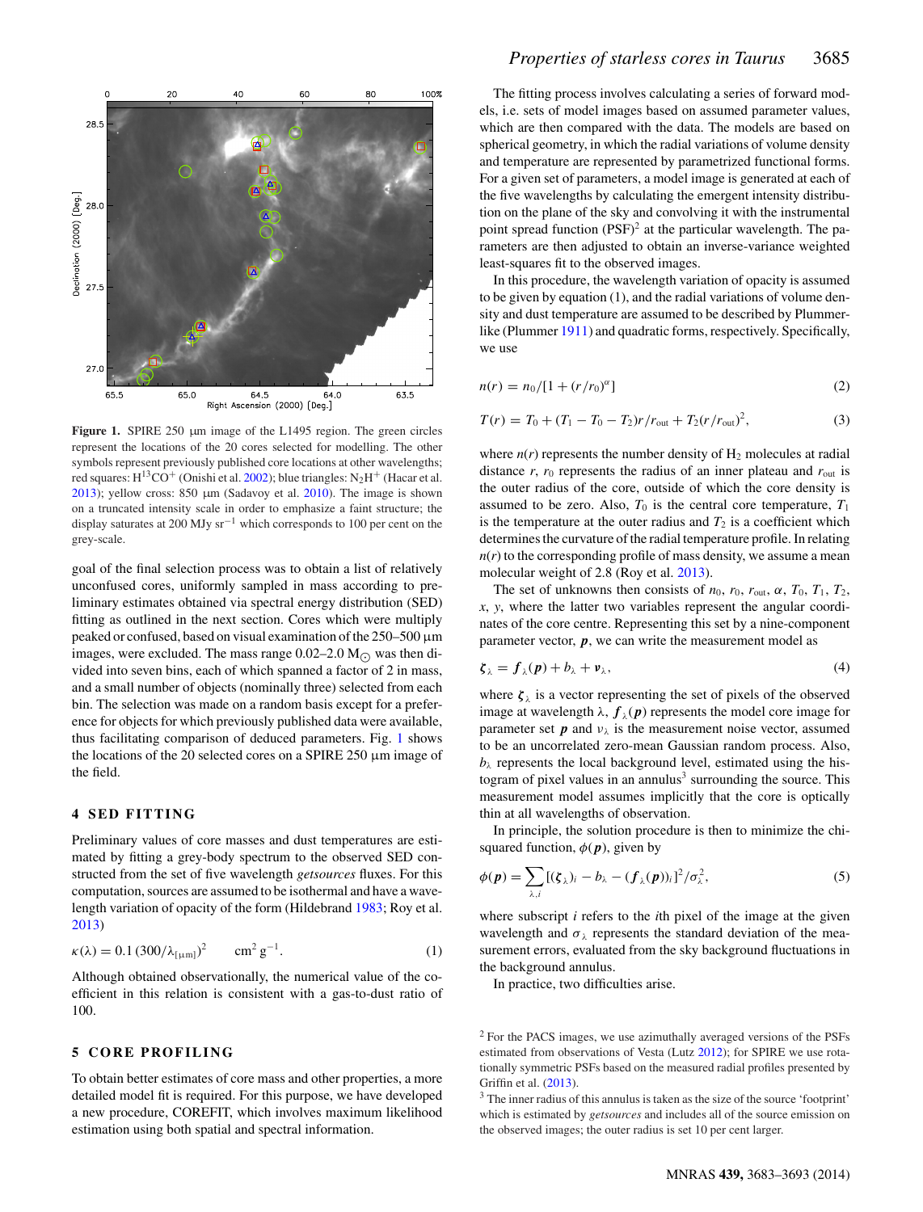Figure 1. SPIRE 250 μm image of the L1495 region. The green circles represent the locations of the 20 cores selected for modelling. The other symbols represent previously published core locations at other wavelengths; red squares: $H^{13}CO^+$ (Onishi et al. 2002); blue triangles: $N_2H^+$ (Hacar et al. 2013); yellow cross: 850 μm (Sadavoy et al. 2010). The image is shown on a truncated intensity scale in order to emphasize a faint structure; the display saturates at 200 MJy sr$^{-1}$ which corresponds to 100 per cent on the grey-scale.

goal of the final selection process was to obtain a list of relatively unconfused cores, uniformly sampled in mass according to preliminary estimates obtained via spectral energy distribution (SED) fitting as outlined in the next section. Cores which were multiply peaked or confused, based on visual examination of the 250–500 μm images, were excluded. The mass range 0.02–2.0 $M_\odot$ was then divided into seven bins, each of which spanned a factor of 2 in mass, and a small number of objects (nominally three) selected from each bin. The selection was made on a random basis except for a preference for objects for which previously published data were available, thus facilitating comparison of deduced parameters. Fig. 1 shows the locations of the 20 selected cores on a SPIRE 250 μm image of the field.

## 4 SED FITTING

Preliminary values of core masses and dust temperatures are estimated by fitting a grey-body spectrum to the observed SED constructed from the set of five wavelength *getsources* fluxes. For this computation, sources are assumed to be isothermal and have a wavelength variation of opacity of the form (Hildebrand 1983; Roy et al. 2013)

$$\kappa(\lambda) = 0.1\,(300/\lambda_{[\mu\mathrm{m}]})^2 \qquad \mathrm{cm}^2\,\mathrm{g}^{-1}. \tag{1}$$

Although obtained observationally, the numerical value of the coefficient in this relation is consistent with a gas-to-dust ratio of 100.

## 5 CORE PROFILING

To obtain better estimates of core mass and other properties, a more detailed model fit is required. For this purpose, we have developed a new procedure, COREFIT, which involves maximum likelihood estimation using both spatial and spectral information.

The fitting process involves calculating a series of forward models, i.e. sets of model images based on assumed parameter values, which are then compared with the data. The models are based on spherical geometry, in which the radial variations of volume density and temperature are represented by parametrized functional forms. For a given set of parameters, a model image is generated at each of the five wavelengths by calculating the emergent intensity distribution on the plane of the sky and convolving it with the instrumental point spread function (PSF)[2] at the particular wavelength. The parameters are then adjusted to obtain an inverse-variance weighted least-squares fit to the observed images.

In this procedure, the wavelength variation of opacity is assumed to be given by equation (1), and the radial variations of volume density and dust temperature are assumed to be described by Plummer-like (Plummer 1911) and quadratic forms, respectively. Specifically, we use

$$n(r) = n_0/[1 + (r/r_0)^\alpha] \tag{2}$$

$$T(r) = T_0 + (T_1 - T_0 - T_2)r/r_{\mathrm{out}} + T_2(r/r_{\mathrm{out}})^2, \tag{3}$$

where $n(r)$ represents the number density of $H_2$ molecules at radial distance $r$, $r_0$ represents the radius of an inner plateau and $r_{\mathrm{out}}$ is the outer radius of the core, outside of which the core density is assumed to be zero. Also, $T_0$ is the central core temperature, $T_1$ is the temperature at the outer radius and $T_2$ is a coefficient which determines the curvature of the radial temperature profile. In relating $n(r)$ to the corresponding profile of mass density, we assume a mean molecular weight of 2.8 (Roy et al. 2013).

The set of unknowns then consists of $n_0$, $r_0$, $r_{\mathrm{out}}$, $\alpha$, $T_0$, $T_1$, $T_2$, $x$, $y$, where the latter two variables represent the angular coordinates of the core centre. Representing this set by a nine-component parameter vector, $\boldsymbol{p}$, we can write the measurement model as

$$\boldsymbol{\zeta}_\lambda = \boldsymbol{f}_\lambda(\boldsymbol{p}) + b_\lambda + \boldsymbol{\nu}_\lambda, \tag{4}$$

where $\boldsymbol{\zeta}_\lambda$ is a vector representing the set of pixels of the observed image at wavelength $\lambda$, $\boldsymbol{f}_\lambda(\boldsymbol{p})$ represents the model core image for parameter set $\boldsymbol{p}$ and $\nu_\lambda$ is the measurement noise vector, assumed to be an uncorrelated zero-mean Gaussian random process. Also, $b_\lambda$ represents the local background level, estimated using the histogram of pixel values in an annulus[3] surrounding the source. This measurement model assumes implicitly that the core is optically thin at all wavelengths of observation.

In principle, the solution procedure is then to minimize the chi-squared function, $\phi(\boldsymbol{p})$, given by

$$\phi(\boldsymbol{p}) = \sum_{\lambda,i} [(\boldsymbol{\zeta}_\lambda)_i - b_\lambda - (\boldsymbol{f}_\lambda(\boldsymbol{p}))_i]^2/\sigma_\lambda^2, \tag{5}$$

where subscript $i$ refers to the $i$th pixel of the image at the given wavelength and $\sigma_\lambda$ represents the standard deviation of the measurement errors, evaluated from the sky background fluctuations in the background annulus.

In practice, two difficulties arise.

[2] For the PACS images, we use azimuthally averaged versions of the PSFs estimated from observations of Vesta (Lutz 2012); for SPIRE we use rotationally symmetric PSFs based on the measured radial profiles presented by Griffin et al. (2013).

[3] The inner radius of this annulus is taken as the size of the source 'footprint' which is estimated by *getsources* and includes all of the source emission on the observed images; the outer radius is set 10 per cent larger.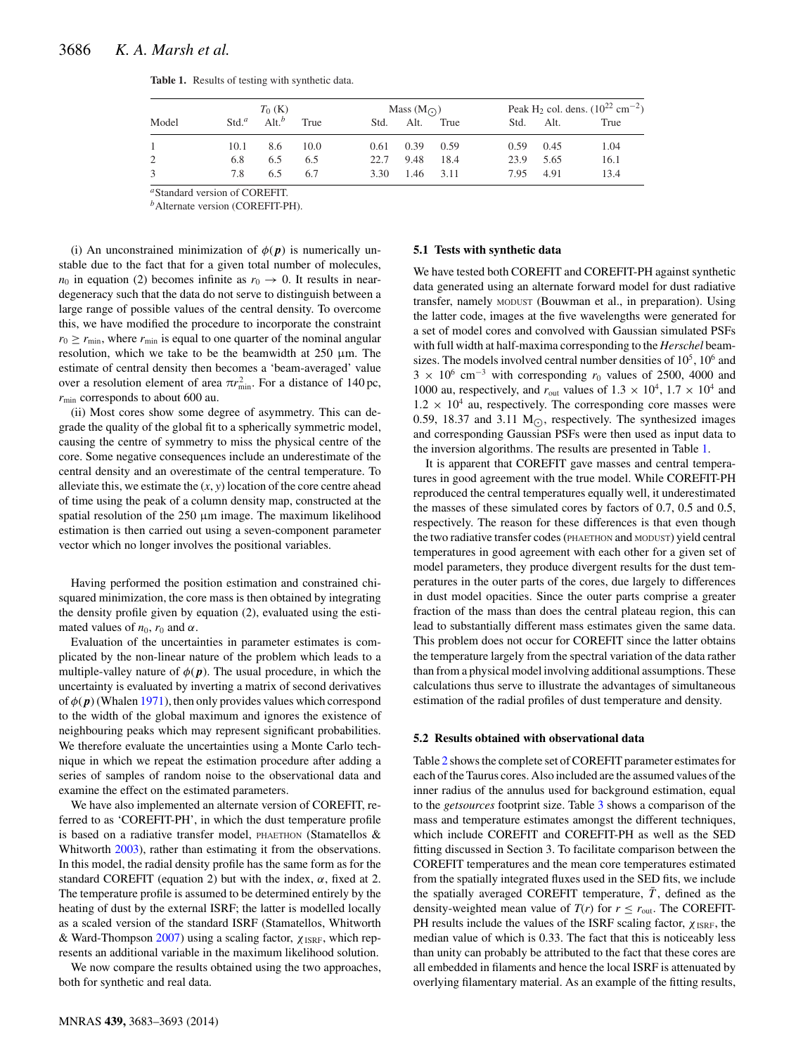**Table 1.** Results of testing with synthetic data.

| Model | $T_0$ (K) | | | Mass ($M_\odot$) | | | Peak $H_2$ col. dens. ($10^{22}$ cm$^{-2}$) | | |
|---|---|---|---|---|---|---|---|---|---|
| | Std.[a] | Alt.[b] | True | Std. | Alt. | True | Std. | Alt. | True |
| 1 | 10.1 | 8.6 | 10.0 | 0.61 | 0.39 | 0.59 | 0.59 | 0.45 | 1.04 |
| 2 | 6.8 | 6.5 | 6.5 | 22.7 | 9.48 | 18.4 | 23.9 | 5.65 | 16.1 |
| 3 | 7.8 | 6.5 | 6.7 | 3.30 | 1.46 | 3.11 | 7.95 | 4.91 | 13.4 |

[a]Standard version of COREFIT.
[b]Alternate version (COREFIT-PH).

(i) An unconstrained minimization of $\phi(\boldsymbol{p})$ is numerically unstable due to the fact that for a given total number of molecules, $n_0$ in equation (2) becomes infinite as $r_0 \to 0$. It results in near-degeneracy such that the data do not serve to distinguish between a large range of possible values of the central density. To overcome this, we have modified the procedure to incorporate the constraint $r_0 \geq r_{\rm min}$, where $r_{\rm min}$ is equal to one quarter of the nominal angular resolution, which we take to be the beamwidth at 250 μm. The estimate of central density then becomes a 'beam-averaged' value over a resolution element of area $\pi r_{\rm min}^2$. For a distance of 140 pc, $r_{\rm min}$ corresponds to about 600 au.

(ii) Most cores show some degree of asymmetry. This can degrade the quality of the global fit to a spherically symmetric model, causing the centre of symmetry to miss the physical centre of the core. Some negative consequences include an underestimate of the central density and an overestimate of the central temperature. To alleviate this, we estimate the $(x, y)$ location of the core centre ahead of time using the peak of a column density map, constructed at the spatial resolution of the 250 μm image. The maximum likelihood estimation is then carried out using a seven-component parameter vector which no longer involves the positional variables.

Having performed the position estimation and constrained chi-squared minimization, the core mass is then obtained by integrating the density profile given by equation (2), evaluated using the estimated values of $n_0$, $r_0$ and $\alpha$.

Evaluation of the uncertainties in parameter estimates is complicated by the non-linear nature of the problem which leads to a multiple-valley nature of $\phi(\boldsymbol{p})$. The usual procedure, in which the uncertainty is evaluated by inverting a matrix of second derivatives of $\phi(\boldsymbol{p})$ (Whalen 1971), then only provides values which correspond to the width of the global maximum and ignores the existence of neighbouring peaks which may represent significant probabilities. We therefore evaluate the uncertainties using a Monte Carlo technique in which we repeat the estimation procedure after adding a series of samples of random noise to the observational data and examine the effect on the estimated parameters.

We have also implemented an alternate version of COREFIT, referred to as 'COREFIT-PH', in which the dust temperature profile is based on a radiative transfer model, PHAETHON (Stamatellos & Whitworth 2003), rather than estimating it from the observations. In this model, the radial density profile has the same form as for the standard COREFIT (equation 2) but with the index, $\alpha$, fixed at 2. The temperature profile is assumed to be determined entirely by the heating of dust by the external ISRF; the latter is modelled locally as a scaled version of the standard ISRF (Stamatellos, Whitworth & Ward-Thompson 2007) using a scaling factor, $\chi_{\rm ISRF}$, which represents an additional variable in the maximum likelihood solution.

We now compare the results obtained using the two approaches, both for synthetic and real data.

### 5.1 Tests with synthetic data

We have tested both COREFIT and COREFIT-PH against synthetic data generated using an alternate forward model for dust radiative transfer, namely MODUST (Bouwman et al., in preparation). Using the latter code, images at the five wavelengths were generated for a set of model cores and convolved with Gaussian simulated PSFs with full width at half-maxima corresponding to the *Herschel* beamsizes. The models involved central number densities of $10^5$, $10^6$ and $3 \times 10^6$ cm$^{-3}$ with corresponding $r_0$ values of 2500, 4000 and 1000 au, respectively, and $r_{\rm out}$ values of $1.3 \times 10^4$, $1.7 \times 10^4$ and $1.2 \times 10^4$ au, respectively. The corresponding core masses were 0.59, 18.37 and 3.11 $M_\odot$, respectively. The synthesized images and corresponding Gaussian PSFs were then used as input data to the inversion algorithms. The results are presented in Table 1.

It is apparent that COREFIT gave masses and central temperatures in good agreement with the true model. While COREFIT-PH reproduced the central temperatures equally well, it underestimated the masses of these simulated cores by factors of 0.7, 0.5 and 0.5, respectively. The reason for these differences is that even though the two radiative transfer codes (PHAETHON and MODUST) yield central temperatures in good agreement with each other for a given set of model parameters, they produce divergent results for the dust temperatures in the outer parts of the cores, due largely to differences in dust model opacities. Since the outer parts comprise a greater fraction of the mass than does the central plateau region, this can lead to substantially different mass estimates given the same data. This problem does not occur for COREFIT since the latter obtains the temperature largely from the spectral variation of the data rather than from a physical model involving additional assumptions. These calculations thus serve to illustrate the advantages of simultaneous estimation of the radial profiles of dust temperature and density.

### 5.2 Results obtained with observational data

Table 2 shows the complete set of COREFIT parameter estimates for each of the Taurus cores. Also included are the assumed values of the inner radius of the annulus used for background estimation, equal to the *getsources* footprint size. Table 3 shows a comparison of the mass and temperature estimates amongst the different techniques, which include COREFIT and COREFIT-PH as well as the SED fitting discussed in Section 3. To facilitate comparison between the COREFIT temperatures and the mean core temperatures estimated from the spatially integrated fluxes used in the SED fits, we include the spatially averaged COREFIT temperature, $\bar{T}$, defined as the density-weighted mean value of $T(r)$ for $r \leq r_{\rm out}$. The COREFIT-PH results include the values of the ISRF scaling factor, $\chi_{\rm ISRF}$, the median value of which is 0.33. The fact that this is noticeably less than unity can probably be attributed to the fact that these cores are all embedded in filaments and hence the local ISRF is attenuated by overlying filamentary material. As an example of the fitting results,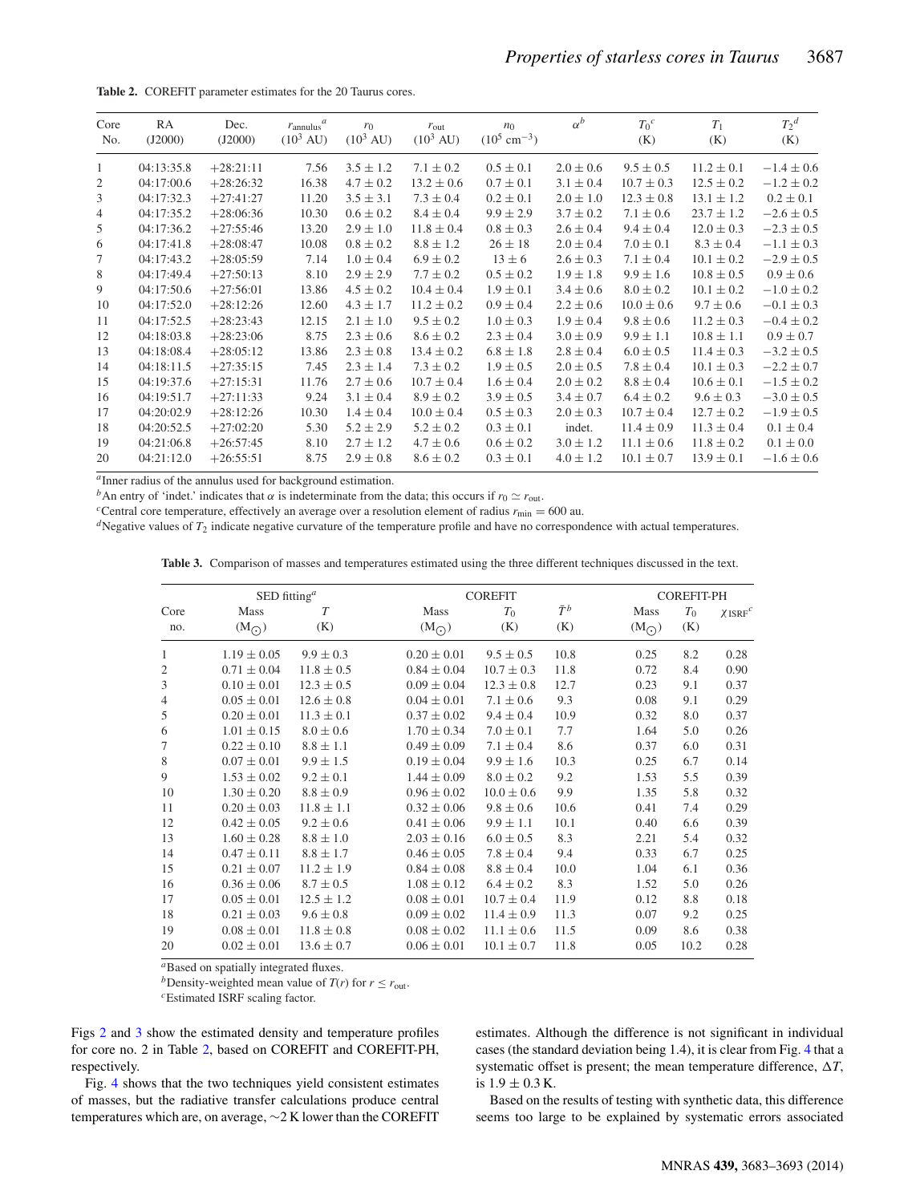**Table 2.** COREFIT parameter estimates for the 20 Taurus cores.

| Core No. | RA (J2000) | Dec. (J2000) | $r_{\mathrm{annulus}}$[a] ($10^3$ AU) | $r_0$ ($10^3$ AU) | $r_{\mathrm{out}}$ ($10^3$ AU) | $n_0$ ($10^5$ cm$^{-3}$) | $\alpha$[b] | $T_0$[c] (K) | $T_1$ (K) | $T_2$[d] (K) |
|---|---|---|---|---|---|---|---|---|---|---|
| 1 | 04:13:35.8 | +28:21:11 | 7.56 | $3.5 \pm 1.2$ | $7.1 \pm 0.2$ | $0.5 \pm 0.1$ | $2.0 \pm 0.6$ | $9.5 \pm 0.5$ | $11.2 \pm 0.1$ | $-1.4 \pm 0.6$ |
| 2 | 04:17:00.6 | +28:26:32 | 16.38 | $4.7 \pm 0.2$ | $13.2 \pm 0.6$ | $0.7 \pm 0.1$ | $3.1 \pm 0.4$ | $10.7 \pm 0.3$ | $12.5 \pm 0.2$ | $-1.2 \pm 0.2$ |
| 3 | 04:17:32.3 | +27:41:27 | 11.20 | $3.5 \pm 3.1$ | $7.3 \pm 0.4$ | $0.2 \pm 0.1$ | $2.0 \pm 1.0$ | $12.3 \pm 0.8$ | $13.1 \pm 1.2$ | $0.2 \pm 0.1$ |
| 4 | 04:17:35.2 | +28:06:36 | 10.30 | $0.6 \pm 0.2$ | $8.4 \pm 0.4$ | $9.9 \pm 2.9$ | $3.7 \pm 0.2$ | $7.1 \pm 0.6$ | $23.7 \pm 1.2$ | $-2.6 \pm 0.5$ |
| 5 | 04:17:36.2 | +27:55:46 | 13.20 | $2.9 \pm 1.0$ | $11.8 \pm 0.4$ | $0.8 \pm 0.3$ | $2.6 \pm 0.4$ | $9.4 \pm 0.4$ | $12.0 \pm 0.3$ | $-2.3 \pm 0.5$ |
| 6 | 04:17:41.8 | +28:08:47 | 10.08 | $0.8 \pm 0.2$ | $8.8 \pm 1.2$ | $26 \pm 18$ | $2.0 \pm 0.4$ | $7.0 \pm 0.1$ | $8.3 \pm 0.4$ | $-1.1 \pm 0.3$ |
| 7 | 04:17:43.2 | +28:05:59 | 7.14 | $1.0 \pm 0.4$ | $6.9 \pm 0.2$ | $13 \pm 6$ | $2.6 \pm 0.3$ | $7.1 \pm 0.4$ | $10.1 \pm 0.2$ | $-2.9 \pm 0.5$ |
| 8 | 04:17:49.4 | +27:50:13 | 8.10 | $2.9 \pm 2.9$ | $7.7 \pm 0.2$ | $0.5 \pm 0.2$ | $1.9 \pm 1.8$ | $9.9 \pm 1.6$ | $10.8 \pm 0.5$ | $0.9 \pm 0.6$ |
| 9 | 04:17:50.6 | +27:56:01 | 13.86 | $4.5 \pm 0.2$ | $10.4 \pm 0.4$ | $1.9 \pm 0.1$ | $3.4 \pm 0.6$ | $8.0 \pm 0.2$ | $10.1 \pm 0.2$ | $-1.0 \pm 0.2$ |
| 10 | 04:17:52.0 | +28:12:26 | 12.60 | $4.3 \pm 1.7$ | $11.2 \pm 0.2$ | $0.9 \pm 0.4$ | $2.2 \pm 0.6$ | $10.0 \pm 0.6$ | $9.7 \pm 0.6$ | $-0.1 \pm 0.3$ |
| 11 | 04:17:52.5 | +28:23:43 | 12.15 | $2.1 \pm 1.0$ | $9.5 \pm 0.2$ | $1.0 \pm 0.3$ | $1.9 \pm 0.4$ | $9.8 \pm 0.6$ | $11.2 \pm 0.3$ | $-0.4 \pm 0.2$ |
| 12 | 04:18:03.8 | +28:23:06 | 8.75 | $2.3 \pm 0.6$ | $8.6 \pm 0.2$ | $2.3 \pm 0.4$ | $3.0 \pm 0.9$ | $9.9 \pm 1.1$ | $10.8 \pm 1.1$ | $0.9 \pm 0.7$ |
| 13 | 04:18:08.4 | +28:05:12 | 13.86 | $2.3 \pm 0.8$ | $13.4 \pm 0.2$ | $6.8 \pm 1.8$ | $2.8 \pm 0.4$ | $6.0 \pm 0.5$ | $11.4 \pm 0.3$ | $-3.2 \pm 0.5$ |
| 14 | 04:18:11.5 | +27:35:15 | 7.45 | $2.3 \pm 1.4$ | $7.3 \pm 0.2$ | $1.9 \pm 0.5$ | $2.0 \pm 0.5$ | $7.8 \pm 0.4$ | $10.1 \pm 0.3$ | $-2.2 \pm 0.7$ |
| 15 | 04:19:37.6 | +27:15:31 | 11.76 | $2.7 \pm 0.6$ | $10.7 \pm 0.4$ | $1.6 \pm 0.4$ | $2.0 \pm 0.2$ | $8.8 \pm 0.4$ | $10.6 \pm 0.1$ | $-1.5 \pm 0.2$ |
| 16 | 04:19:51.7 | +27:11:33 | 9.24 | $3.1 \pm 0.4$ | $8.9 \pm 0.2$ | $3.9 \pm 0.5$ | $3.4 \pm 0.7$ | $6.4 \pm 0.2$ | $9.6 \pm 0.3$ | $-3.0 \pm 0.5$ |
| 17 | 04:20:02.9 | +28:12:26 | 10.30 | $1.4 \pm 0.4$ | $10.0 \pm 0.4$ | $0.5 \pm 0.3$ | $2.0 \pm 0.3$ | $10.7 \pm 0.4$ | $12.7 \pm 0.2$ | $-1.9 \pm 0.5$ |
| 18 | 04:20:52.5 | +27:02:20 | 5.30 | $5.2 \pm 2.9$ | $5.2 \pm 0.2$ | $0.3 \pm 0.1$ | indet. | $11.4 \pm 0.9$ | $11.3 \pm 0.4$ | $0.1 \pm 0.4$ |
| 19 | 04:21:06.8 | +26:57:45 | 8.10 | $2.7 \pm 1.2$ | $4.7 \pm 0.6$ | $0.6 \pm 0.2$ | $3.0 \pm 1.2$ | $11.1 \pm 0.6$ | $11.8 \pm 0.2$ | $0.1 \pm 0.0$ |
| 20 | 04:21:12.0 | +26:55:51 | 8.75 | $2.9 \pm 0.8$ | $8.6 \pm 0.2$ | $0.3 \pm 0.1$ | $4.0 \pm 1.2$ | $10.1 \pm 0.7$ | $13.9 \pm 0.1$ | $-1.6 \pm 0.6$ |

[a]Inner radius of the annulus used for background estimation.
[b]An entry of 'indet.' indicates that $\alpha$ is indeterminate from the data; this occurs if $r_0 \simeq r_{\mathrm{out}}$.
[c]Central core temperature, effectively an average over a resolution element of radius $r_{\mathrm{min}} = 600$ au.
[d]Negative values of $T_2$ indicate negative curvature of the temperature profile and have no correspondence with actual temperatures.

**Table 3.** Comparison of masses and temperatures estimated using the three different techniques discussed in the text.

| Core | SED fitting[a] | | COREFIT | | | COREFIT-PH | | |
|---|---|---|---|---|---|---|---|---|
| no. | Mass ($\mathrm{M}_{\odot}$) | $T$ (K) | Mass ($\mathrm{M}_{\odot}$) | $T_0$ (K) | $\bar{T}$[b] (K) | Mass ($\mathrm{M}_{\odot}$) | $T_0$ (K) | $\chi_{\mathrm{ISRF}}$[c] |
| 1 | $1.19 \pm 0.05$ | $9.9 \pm 0.3$ | $0.20 \pm 0.01$ | $9.5 \pm 0.5$ | 10.8 | 0.25 | 8.2 | 0.28 |
| 2 | $0.71 \pm 0.04$ | $11.8 \pm 0.5$ | $0.84 \pm 0.04$ | $10.7 \pm 0.3$ | 11.8 | 0.72 | 8.4 | 0.90 |
| 3 | $0.10 \pm 0.01$ | $12.3 \pm 0.5$ | $0.09 \pm 0.04$ | $12.3 \pm 0.8$ | 12.7 | 0.23 | 9.1 | 0.37 |
| 4 | $0.05 \pm 0.01$ | $12.6 \pm 0.8$ | $0.04 \pm 0.01$ | $7.1 \pm 0.6$ | 9.3 | 0.08 | 9.1 | 0.29 |
| 5 | $0.20 \pm 0.01$ | $11.3 \pm 0.1$ | $0.37 \pm 0.02$ | $9.4 \pm 0.4$ | 10.9 | 0.32 | 8.0 | 0.37 |
| 6 | $1.01 \pm 0.15$ | $8.0 \pm 0.6$ | $1.70 \pm 0.34$ | $7.0 \pm 0.1$ | 7.7 | 1.64 | 5.0 | 0.26 |
| 7 | $0.22 \pm 0.10$ | $8.8 \pm 1.1$ | $0.49 \pm 0.09$ | $7.1 \pm 0.4$ | 8.6 | 0.37 | 6.0 | 0.31 |
| 8 | $0.07 \pm 0.01$ | $9.9 \pm 1.5$ | $0.19 \pm 0.04$ | $9.9 \pm 1.6$ | 10.3 | 0.25 | 6.7 | 0.14 |
| 9 | $1.53 \pm 0.02$ | $9.2 \pm 0.1$ | $1.44 \pm 0.09$ | $8.0 \pm 0.2$ | 9.2 | 1.53 | 5.5 | 0.39 |
| 10 | $1.30 \pm 0.20$ | $8.8 \pm 0.9$ | $0.96 \pm 0.02$ | $10.0 \pm 0.6$ | 9.9 | 1.35 | 5.8 | 0.32 |
| 11 | $0.20 \pm 0.03$ | $11.8 \pm 1.1$ | $0.32 \pm 0.06$ | $9.8 \pm 0.6$ | 10.6 | 0.41 | 7.4 | 0.29 |
| 12 | $0.42 \pm 0.05$ | $9.2 \pm 0.6$ | $0.41 \pm 0.06$ | $9.9 \pm 1.1$ | 10.1 | 0.40 | 6.6 | 0.39 |
| 13 | $1.60 \pm 0.28$ | $8.8 \pm 1.0$ | $2.03 \pm 0.16$ | $6.0 \pm 0.5$ | 8.3 | 2.21 | 5.4 | 0.32 |
| 14 | $0.47 \pm 0.11$ | $8.8 \pm 1.7$ | $0.46 \pm 0.05$ | $7.8 \pm 0.4$ | 9.4 | 0.33 | 6.7 | 0.25 |
| 15 | $0.21 \pm 0.07$ | $11.2 \pm 1.9$ | $0.84 \pm 0.08$ | $8.8 \pm 0.4$ | 10.0 | 1.04 | 6.1 | 0.36 |
| 16 | $0.36 \pm 0.06$ | $8.7 \pm 0.5$ | $1.08 \pm 0.12$ | $6.4 \pm 0.2$ | 8.3 | 1.52 | 5.0 | 0.26 |
| 17 | $0.05 \pm 0.01$ | $12.5 \pm 1.2$ | $0.08 \pm 0.01$ | $10.7 \pm 0.4$ | 11.9 | 0.12 | 8.8 | 0.18 |
| 18 | $0.21 \pm 0.03$ | $9.6 \pm 0.8$ | $0.09 \pm 0.02$ | $11.4 \pm 0.9$ | 11.3 | 0.07 | 9.2 | 0.25 |
| 19 | $0.08 \pm 0.01$ | $11.8 \pm 0.8$ | $0.08 \pm 0.02$ | $11.1 \pm 0.6$ | 11.5 | 0.09 | 8.6 | 0.38 |
| 20 | $0.02 \pm 0.01$ | $13.6 \pm 0.7$ | $0.06 \pm 0.01$ | $10.1 \pm 0.7$ | 11.8 | 0.05 | 10.2 | 0.28 |

[a]Based on spatially integrated fluxes.
[b]Density-weighted mean value of $T(r)$ for $r \leq r_{\mathrm{out}}$.
[c]Estimated ISRF scaling factor.

Figs 2 and 3 show the estimated density and temperature profiles for core no. 2 in Table 2, based on COREFIT and COREFIT-PH, respectively.

Fig. 4 shows that the two techniques yield consistent estimates of masses, but the radiative transfer calculations produce central temperatures which are, on average, ~2 K lower than the COREFIT estimates. Although the difference is not significant in individual cases (the standard deviation being 1.4), it is clear from Fig. 4 that a systematic offset is present; the mean temperature difference, $\Delta T$, is $1.9 \pm 0.3$ K.

Based on the results of testing with synthetic data, this difference seems too large to be explained by systematic errors associated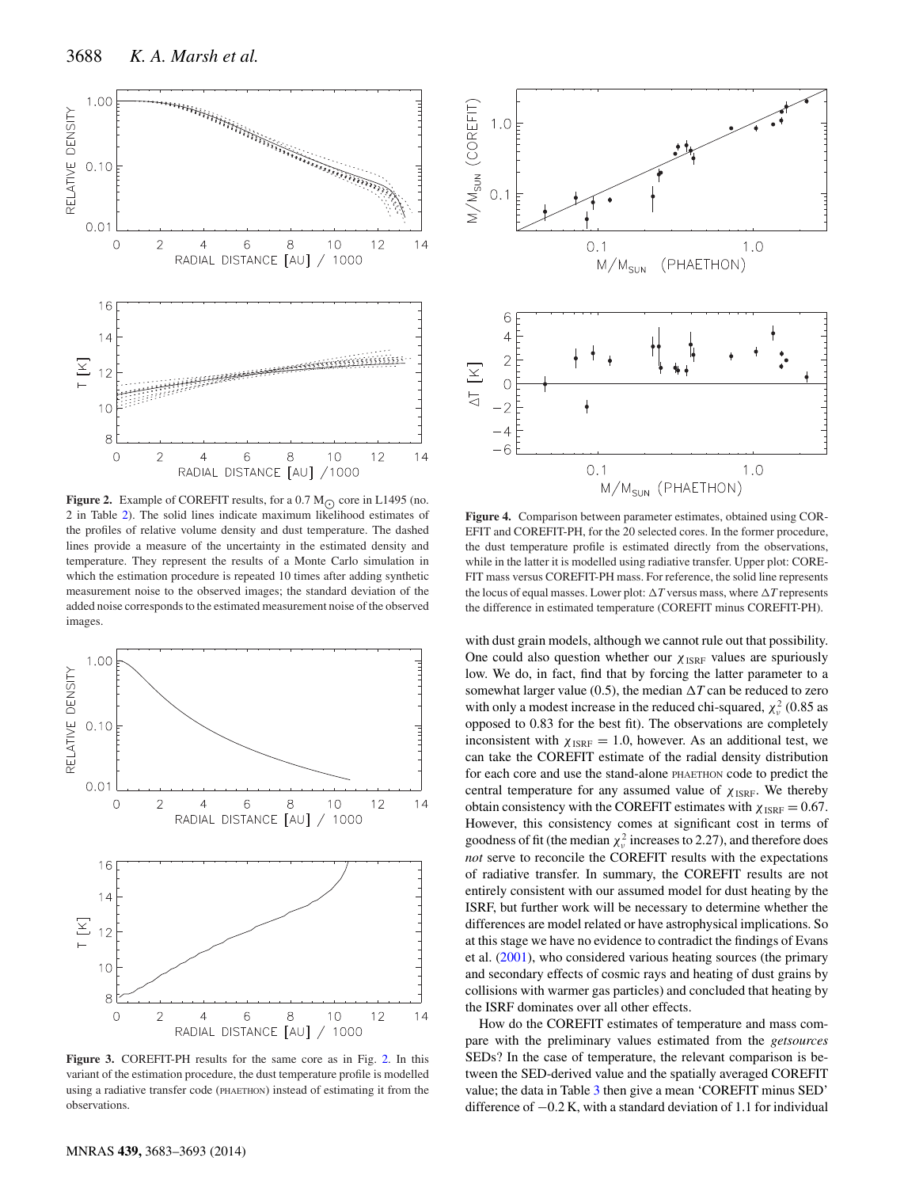**Figure 2.** Example of COREFIT results, for a 0.7 $M_{\odot}$ core in L1495 (no. 2 in Table 2). The solid lines indicate maximum likelihood estimates of the profiles of relative volume density and dust temperature. The dashed lines provide a measure of the uncertainty in the estimated density and temperature. They represent the results of a Monte Carlo simulation in which the estimation procedure is repeated 10 times after adding synthetic measurement noise to the observed images; the standard deviation of the added noise corresponds to the estimated measurement noise of the observed images.

**Figure 3.** COREFIT-PH results for the same core as in Fig. 2. In this variant of the estimation procedure, the dust temperature profile is modelled using a radiative transfer code (PHAETHON) instead of estimating it from the observations.

**Figure 4.** Comparison between parameter estimates, obtained using COREFIT and COREFIT-PH, for the 20 selected cores. In the former procedure, the dust temperature profile is estimated directly from the observations, while in the latter it is modelled using radiative transfer. Upper plot: COREFIT mass versus COREFIT-PH mass. For reference, the solid line represents the locus of equal masses. Lower plot: $\Delta T$ versus mass, where $\Delta T$ represents the difference in estimated temperature (COREFIT minus COREFIT-PH).

with dust grain models, although we cannot rule out that possibility. One could also question whether our $\chi_{\rm ISRF}$ values are spuriously low. We do, in fact, find that by forcing the latter parameter to a somewhat larger value (0.5), the median $\Delta T$ can be reduced to zero with only a modest increase in the reduced chi-squared, $\chi^2_\nu$ (0.85 as opposed to 0.83 for the best fit). The observations are completely inconsistent with $\chi_{\rm ISRF} = 1.0$, however. As an additional test, we can take the COREFIT estimate of the radial density distribution for each core and use the stand-alone PHAETHON code to predict the central temperature for any assumed value of $\chi_{\rm ISRF}$. We thereby obtain consistency with the COREFIT estimates with $\chi_{\rm ISRF} = 0.67$. However, this consistency comes at significant cost in terms of goodness of fit (the median $\chi^2_\nu$ increases to 2.27), and therefore does *not* serve to reconcile the COREFIT results with the expectations of radiative transfer. In summary, the COREFIT results are not entirely consistent with our assumed model for dust heating by the ISRF, but further work will be necessary to determine whether the differences are model related or have astrophysical implications. So at this stage we have no evidence to contradict the findings of Evans et al. (2001), who considered various heating sources (the primary and secondary effects of cosmic rays and heating of dust grains by collisions with warmer gas particles) and concluded that heating by the ISRF dominates over all other effects.

How do the COREFIT estimates of temperature and mass compare with the preliminary values estimated from the *getsources* SEDs? In the case of temperature, the relevant comparison is between the SED-derived value and the spatially averaged COREFIT value; the data in Table 3 then give a mean 'COREFIT minus SED' difference of −0.2 K, with a standard deviation of 1.1 for individual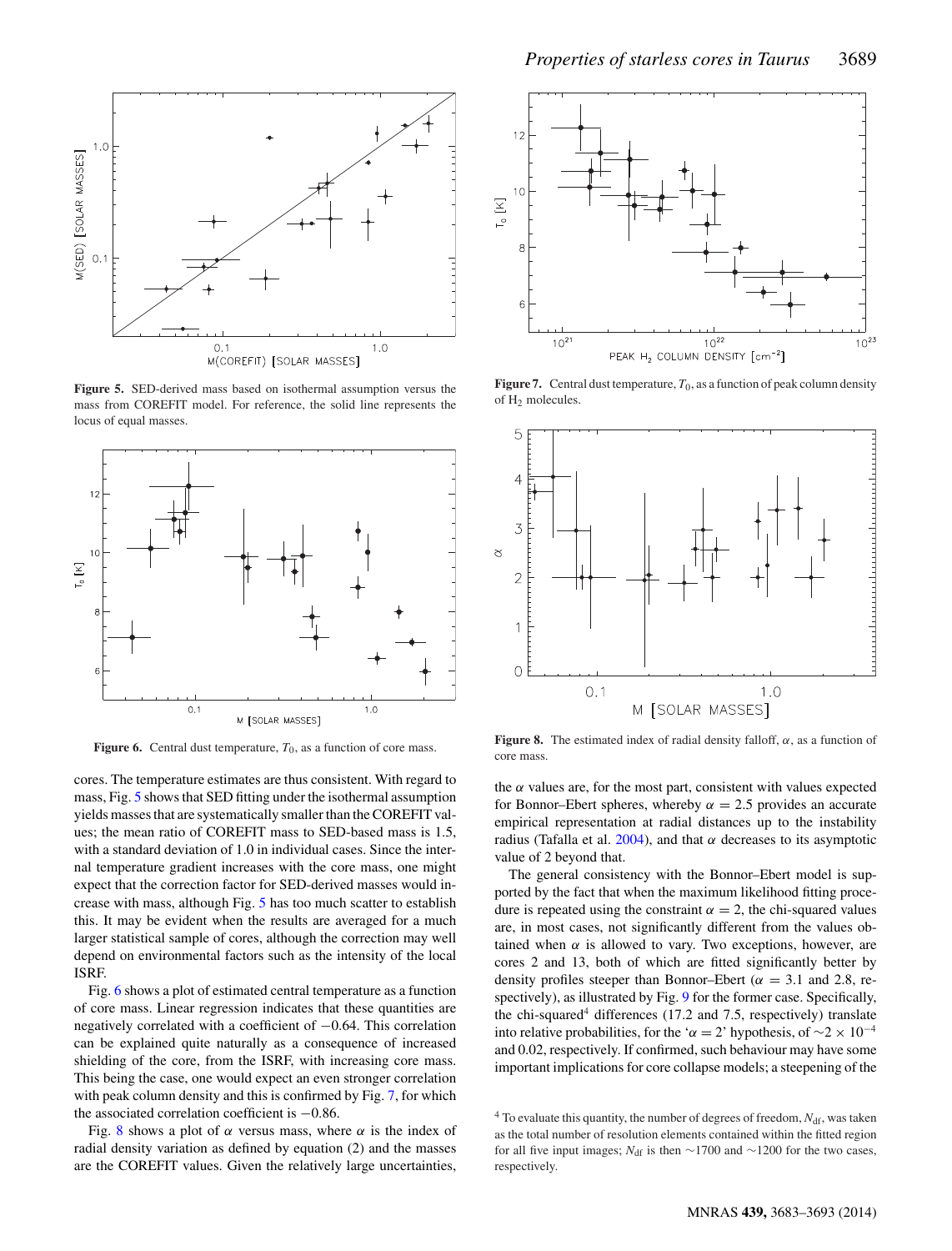**Figure 5.** SED-derived mass based on isothermal assumption versus the mass from COREFIT model. For reference, the solid line represents the locus of equal masses.

**Figure 6.** Central dust temperature, $T_0$, as a function of core mass.

**Figure 7.** Central dust temperature, $T_0$, as a function of peak column density of $H_2$ molecules.

**Figure 8.** The estimated index of radial density falloff, $\alpha$, as a function of core mass.

cores. The temperature estimates are thus consistent. With regard to mass, Fig. 5 shows that SED fitting under the isothermal assumption yields masses that are systematically smaller than the COREFIT values; the mean ratio of COREFIT mass to SED-based mass is 1.5, with a standard deviation of 1.0 in individual cases. Since the internal temperature gradient increases with the core mass, one might expect that the correction factor for SED-derived masses would increase with mass, although Fig. 5 has too much scatter to establish this. It may be evident when the results are averaged for a much larger statistical sample of cores, although the correction may well depend on environmental factors such as the intensity of the local ISRF.

Fig. 6 shows a plot of estimated central temperature as a function of core mass. Linear regression indicates that these quantities are negatively correlated with a coefficient of $-0.64$. This correlation can be explained quite naturally as a consequence of increased shielding of the core, from the ISRF, with increasing core mass. This being the case, one would expect an even stronger correlation with peak column density and this is confirmed by Fig. 7, for which the associated correlation coefficient is $-0.86$.

Fig. 8 shows a plot of $\alpha$ versus mass, where $\alpha$ is the index of radial density variation as defined by equation (2) and the masses are the COREFIT values. Given the relatively large uncertainties, the $\alpha$ values are, for the most part, consistent with values expected for Bonnor–Ebert spheres, whereby $\alpha = 2.5$ provides an accurate empirical representation at radial distances up to the instability radius (Tafalla et al. 2004), and that $\alpha$ decreases to its asymptotic value of 2 beyond that.

The general consistency with the Bonnor–Ebert model is supported by the fact that when the maximum likelihood fitting procedure is repeated using the constraint $\alpha = 2$, the chi-squared values are, in most cases, not significantly different from the values obtained when $\alpha$ is allowed to vary. Two exceptions, however, are cores 2 and 13, both of which are fitted significantly better by density profiles steeper than Bonnor–Ebert ($\alpha = 3.1$ and 2.8, respectively), as illustrated by Fig. 9 for the former case. Specifically, the chi-squared[4] differences (17.2 and 7.5, respectively) translate into relative probabilities, for the '$\alpha = 2$' hypothesis, of $\sim 2 \times 10^{-4}$ and 0.02, respectively. If confirmed, such behaviour may have some important implications for core collapse models; a steepening of the

[4] To evaluate this quantity, the number of degrees of freedom, $N_{\mathrm{df}}$, was taken as the total number of resolution elements contained within the fitted region for all five input images; $N_{\mathrm{df}}$ is then $\sim$1700 and $\sim$1200 for the two cases, respectively.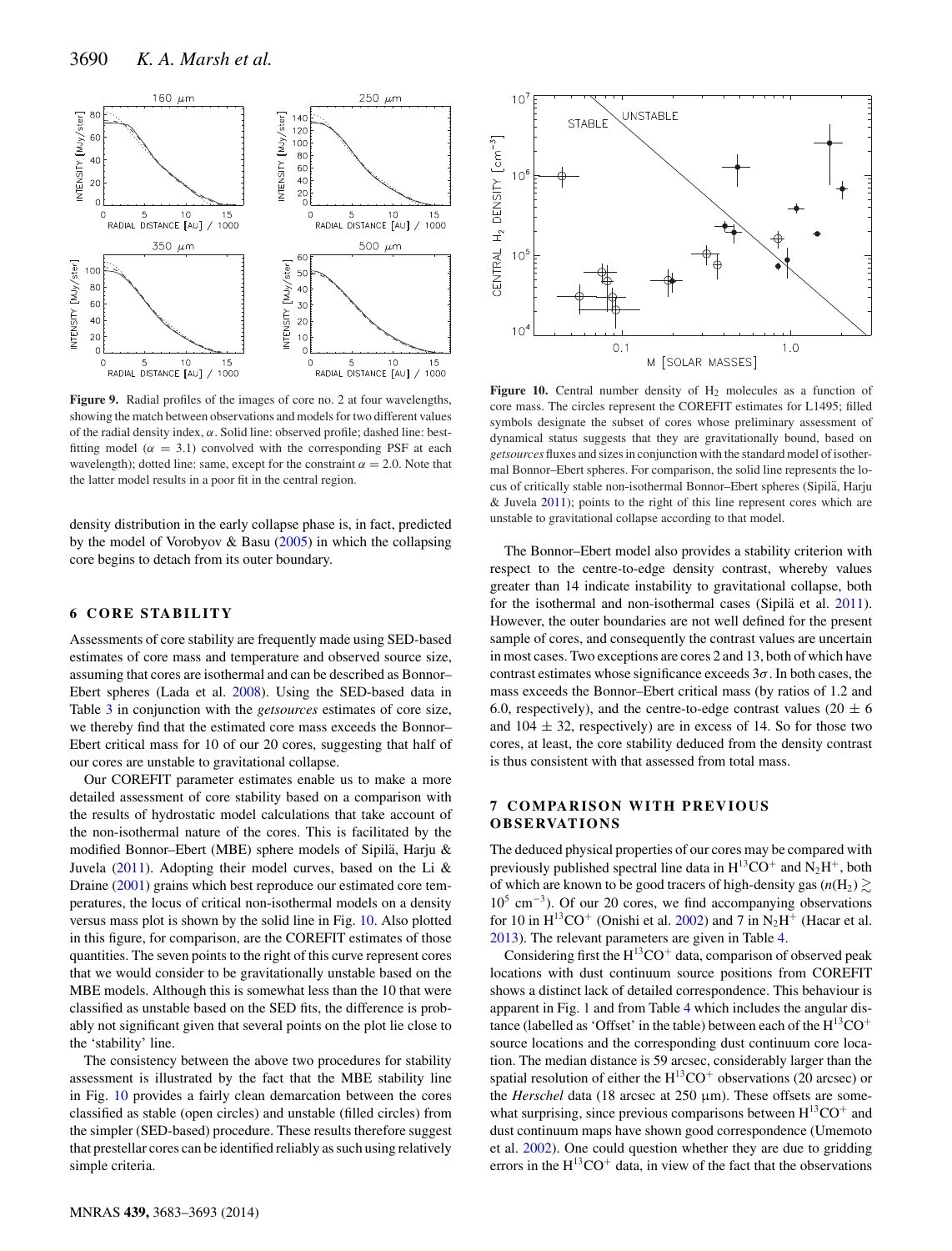Figure 9. Radial profiles of the images of core no. 2 at four wavelengths, showing the match between observations and models for two different values of the radial density index, $\alpha$. Solid line: observed profile; dashed line: best-fitting model ($\alpha$ = 3.1) convolved with the corresponding PSF at each wavelength); dotted line: same, except for the constraint $\alpha$ = 2.0. Note that the latter model results in a poor fit in the central region.

density distribution in the early collapse phase is, in fact, predicted by the model of Vorobyov & Basu (2005) in which the collapsing core begins to detach from its outer boundary.

## 6 CORE STABILITY

Assessments of core stability are frequently made using SED-based estimates of core mass and temperature and observed source size, assuming that cores are isothermal and can be described as Bonnor–Ebert spheres (Lada et al. 2008). Using the SED-based data in Table 3 in conjunction with the *getsources* estimates of core size, we thereby find that the estimated core mass exceeds the Bonnor–Ebert critical mass for 10 of our 20 cores, suggesting that half of our cores are unstable to gravitational collapse.

Our COREFIT parameter estimates enable us to make a more detailed assessment of core stability based on a comparison with the results of hydrostatic model calculations that take account of the non-isothermal nature of the cores. This is facilitated by the modified Bonnor–Ebert (MBE) sphere models of Sipilä, Harju & Juvela (2011). Adopting their model curves, based on the Li & Draine (2001) grains which best reproduce our estimated core temperatures, the locus of critical non-isothermal models on a density versus mass plot is shown by the solid line in Fig. 10. Also plotted in this figure, for comparison, are the COREFIT estimates of those quantities. The seven points to the right of this curve represent cores that we would consider to be gravitationally unstable based on the MBE models. Although this is somewhat less than the 10 that were classified as unstable based on the SED fits, the difference is probably not significant given that several points on the plot lie close to the 'stability' line.

The consistency between the above two procedures for stability assessment is illustrated by the fact that the MBE stability line in Fig. 10 provides a fairly clean demarcation between the cores classified as stable (open circles) and unstable (filled circles) from the simpler (SED-based) procedure. These results therefore suggest that prestellar cores can be identified reliably as such using relatively simple criteria.

Figure 10. Central number density of $H_2$ molecules as a function of core mass. The circles represent the COREFIT estimates for L1495; filled symbols designate the subset of cores whose preliminary assessment of dynamical status suggests that they are gravitationally bound, based on *getsources* fluxes and sizes in conjunction with the standard model of isothermal Bonnor–Ebert spheres. For comparison, the solid line represents the locus of critically stable non-isothermal Bonnor–Ebert spheres (Sipilä, Harju & Juvela 2011); points to the right of this line represent cores which are unstable to gravitational collapse according to that model.

The Bonnor–Ebert model also provides a stability criterion with respect to the centre-to-edge density contrast, whereby values greater than 14 indicate instability to gravitational collapse, both for the isothermal and non-isothermal cases (Sipilä et al. 2011). However, the outer boundaries are not well defined for the present sample of cores, and consequently the contrast values are uncertain in most cases. Two exceptions are cores 2 and 13, both of which have contrast estimates whose significance exceeds $3\sigma$. In both cases, the mass exceeds the Bonnor–Ebert critical mass (by ratios of 1.2 and 6.0, respectively), and the centre-to-edge contrast values (20 $\pm$ 6 and 104 $\pm$ 32, respectively) are in excess of 14. So for those two cores, at least, the core stability deduced from the density contrast is thus consistent with that assessed from total mass.

## 7 COMPARISON WITH PREVIOUS OBSERVATIONS

The deduced physical properties of our cores may be compared with previously published spectral line data in $H^{13}CO^+$ and $N_2H^+$, both of which are known to be good tracers of high-density gas ($n(H_2) \gtrsim 10^5$ cm$^{-3}$). Of our 20 cores, we find accompanying observations for 10 in $H^{13}CO^+$ (Onishi et al. 2002) and 7 in $N_2H^+$ (Hacar et al. 2013). The relevant parameters are given in Table 4.

Considering first the $H^{13}CO^+$ data, comparison of observed peak locations with dust continuum source positions from COREFIT shows a distinct lack of detailed correspondence. This behaviour is apparent in Fig. 1 and from Table 4 which includes the angular distance (labelled as 'Offset' in the table) between each of the $H^{13}CO^+$ source locations and the corresponding dust continuum core location. The median distance is 59 arcsec, considerably larger than the spatial resolution of either the $H^{13}CO^+$ observations (20 arcsec) or the *Herschel* data (18 arcsec at 250 μm). These offsets are somewhat surprising, since previous comparisons between $H^{13}CO^+$ and dust continuum maps have shown good correspondence (Umemoto et al. 2002). One could question whether they are due to gridding errors in the $H^{13}CO^+$ data, in view of the fact that the observations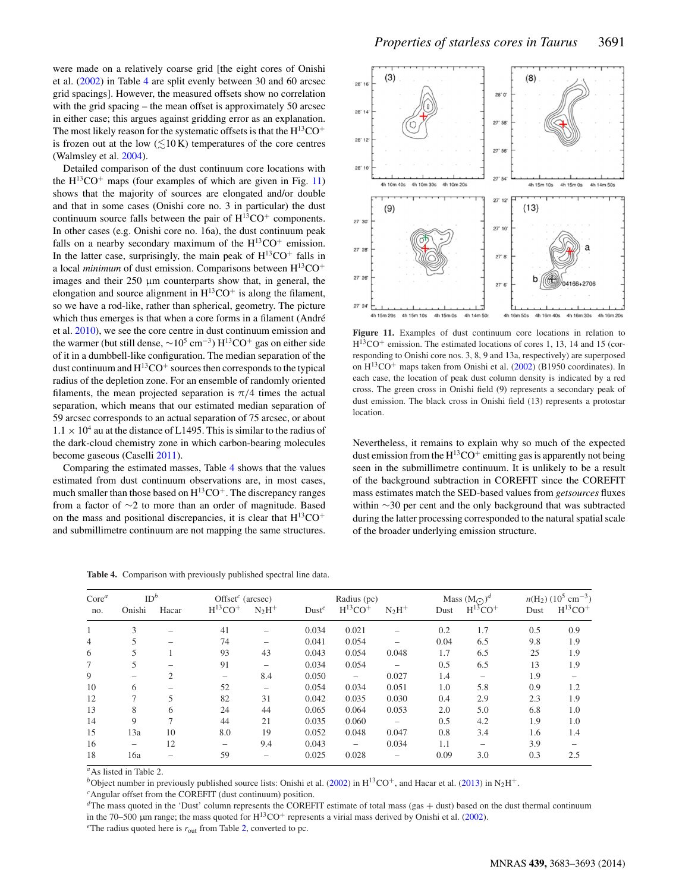were made on a relatively coarse grid [the eight cores of Onishi et al. (2002) in Table 4 are split evenly between 30 and 60 arcsec grid spacings]. However, the measured offsets show no correlation with the grid spacing – the mean offset is approximately 50 arcsec in either case; this argues against gridding error as an explanation. The most likely reason for the systematic offsets is that the $H^{13}CO^+$ is frozen out at the low ($\lesssim$10 K) temperatures of the core centres (Walmsley et al. 2004).

Detailed comparison of the dust continuum core locations with the $H^{13}CO^+$ maps (four examples of which are given in Fig. 11) shows that the majority of sources are elongated and/or double and that in some cases (Onishi core no. 3 in particular) the dust continuum source falls between the pair of $H^{13}CO^+$ components. In other cases (e.g. Onishi core no. 16a), the dust continuum peak falls on a nearby secondary maximum of the $H^{13}CO^+$ emission. In the latter case, surprisingly, the main peak of $H^{13}CO^+$ falls in a local *minimum* of dust emission. Comparisons between $H^{13}CO^+$ images and their 250 μm counterparts show that, in general, the elongation and source alignment in $H^{13}CO^+$ is along the filament, so we have a rod-like, rather than spherical, geometry. The picture which thus emerges is that when a core forms in a filament (André et al. 2010), we see the core centre in dust continuum emission and the warmer (but still dense, $\sim10^5$ cm$^{-3}$) $H^{13}CO^+$ gas on either side of it in a dumbbell-like configuration. The median separation of the dust continuum and $H^{13}CO^+$ sources then corresponds to the typical radius of the depletion zone. For an ensemble of randomly oriented filaments, the mean projected separation is $\pi/4$ times the actual separation, which means that our estimated median separation of 59 arcsec corresponds to an actual separation of 75 arcsec, or about $1.1 \times 10^4$ au at the distance of L1495. This is similar to the radius of the dark-cloud chemistry zone in which carbon-bearing molecules become gaseous (Caselli 2011).

Comparing the estimated masses, Table 4 shows that the values estimated from dust continuum observations are, in most cases, much smaller than those based on $H^{13}CO^+$. The discrepancy ranges from a factor of $\sim$2 to more than an order of magnitude. Based on the mass and positional discrepancies, it is clear that $H^{13}CO^+$ and submillimetre continuum are not mapping the same structures.

**Figure 11.** Examples of dust continuum core locations in relation to $H^{13}CO^+$ emission. The estimated locations of cores 1, 13, 14 and 15 (corresponding to Onishi core nos. 3, 8, 9 and 13a, respectively) are superposed on $H^{13}CO^+$ maps taken from Onishi et al. (2002) (B1950 coordinates). In each case, the location of peak dust column density is indicated by a red cross. The green cross in Onishi field (9) represents a secondary peak of dust emission. The black cross in Onishi field (13) represents a protostar location.

Nevertheless, it remains to explain why so much of the expected dust emission from the $H^{13}CO^+$ emitting gas is apparently not being seen in the submillimetre continuum. It is unlikely to be a result of the background subtraction in COREFIT since the COREFIT mass estimates match the SED-based values from *getsources* fluxes within $\sim$30 per cent and the only background that was subtracted during the latter processing corresponded to the natural spatial scale of the broader underlying emission structure.

**Table 4.** Comparison with previously published spectral line data.

| Core[a] no. | ID[b] Onishi | Hacar | Offset[c] (arcsec) $H^{13}CO^+$ | $N_2H^+$ | Radius (pc) Dust[e] | $H^{13}CO^+$ | $N_2H^+$ | Mass ($M_\odot$)[d] Dust | $H^{13}CO^+$ | $n(H_2)$ ($10^5$ cm$^{-3}$) Dust | $H^{13}CO^+$ |
|---|---|---|---|---|---|---|---|---|---|---|---|
| 1 | 3 | – | 41 | – | 0.034 | 0.021 | – | 0.2 | 1.7 | 0.5 | 0.9 |
| 4 | 5 | – | 74 | – | 0.041 | 0.054 | – | 0.04 | 6.5 | 9.8 | 1.9 |
| 6 | 5 | 1 | 93 | 43 | 0.043 | 0.054 | 0.048 | 1.7 | 6.5 | 25 | 1.9 |
| 7 | 5 | – | 91 | – | 0.034 | 0.054 | – | 0.5 | 6.5 | 13 | 1.9 |
| 9 | – | 2 | – | 8.4 | 0.050 | – | 0.027 | 1.4 | – | 1.9 | – |
| 10 | 6 | – | 52 | – | 0.054 | 0.034 | 0.051 | 1.0 | 5.8 | 0.9 | 1.2 |
| 12 | 7 | 5 | 82 | 31 | 0.042 | 0.035 | 0.030 | 0.4 | 2.9 | 2.3 | 1.9 |
| 13 | 8 | 6 | 24 | 44 | 0.065 | 0.064 | 0.053 | 2.0 | 5.0 | 6.8 | 1.0 |
| 14 | 9 | 7 | 44 | 21 | 0.035 | 0.060 | – | 0.5 | 4.2 | 1.9 | 1.0 |
| 15 | 13a | 10 | 8.0 | 19 | 0.052 | 0.048 | 0.047 | 0.8 | 3.4 | 1.6 | 1.4 |
| 16 | – | 12 | – | 9.4 | 0.043 | – | 0.034 | 1.1 | – | 3.9 | – |
| 18 | 16a | – | 59 | – | 0.025 | 0.028 | – | 0.09 | 3.0 | 0.3 | 2.5 |

[a]As listed in Table 2.
[b]Object number in previously published source lists: Onishi et al. (2002) in $H^{13}CO^+$, and Hacar et al. (2013) in $N_2H^+$.
[c]Angular offset from the COREFIT (dust continuum) position.
[d]The mass quoted in the 'Dust' column represents the COREFIT estimate of total mass (gas + dust) based on the dust thermal continuum in the 70–500 μm range; the mass quoted for $H^{13}CO^+$ represents a virial mass derived by Onishi et al. (2002).
[e]The radius quoted here is $r_{out}$ from Table 2, converted to pc.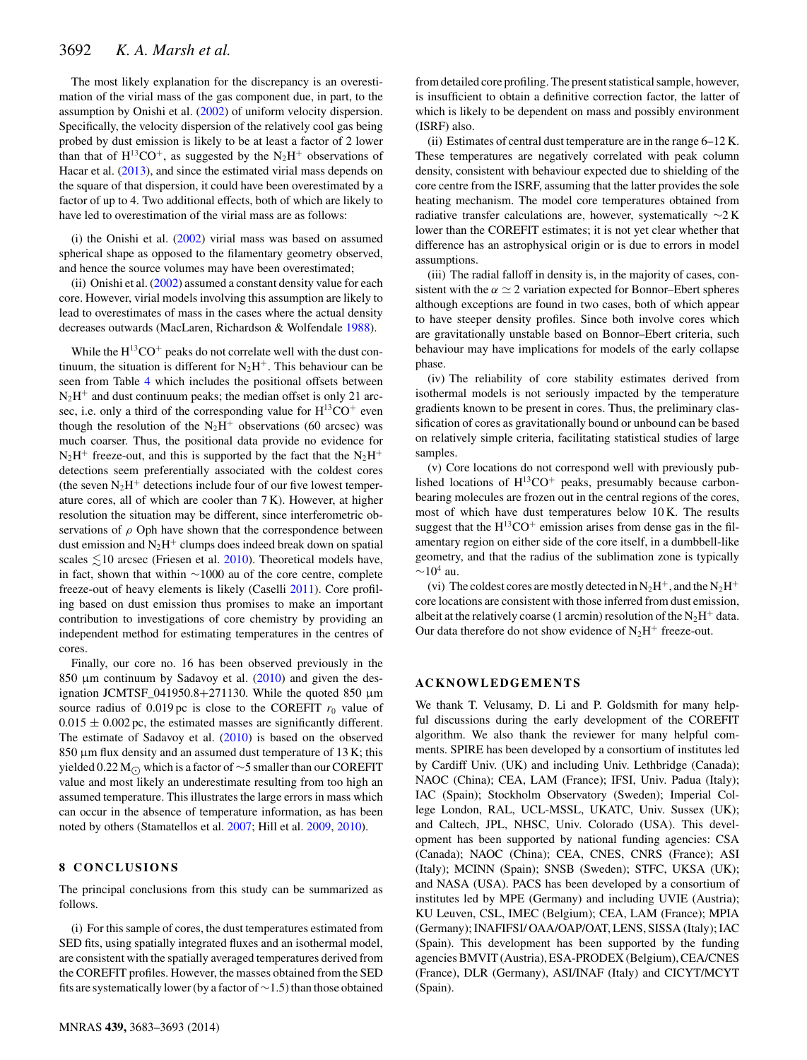The most likely explanation for the discrepancy is an overestimation of the virial mass of the gas component due, in part, to the assumption by Onishi et al. (2002) of uniform velocity dispersion. Specifically, the velocity dispersion of the relatively cool gas being probed by dust emission is likely to be at least a factor of 2 lower than that of $H^{13}CO^+$, as suggested by the $N_2H^+$ observations of Hacar et al. (2013), and since the estimated virial mass depends on the square of that dispersion, it could have been overestimated by a factor of up to 4. Two additional effects, both of which are likely to have led to overestimation of the virial mass are as follows:

(i) the Onishi et al. (2002) virial mass was based on assumed spherical shape as opposed to the filamentary geometry observed, and hence the source volumes may have been overestimated;

(ii) Onishi et al. (2002) assumed a constant density value for each core. However, virial models involving this assumption are likely to lead to overestimates of mass in the cases where the actual density decreases outwards (MacLaren, Richardson & Wolfendale 1988).

While the $H^{13}CO^+$ peaks do not correlate well with the dust continuum, the situation is different for $N_2H^+$. This behaviour can be seen from Table 4 which includes the positional offsets between $N_2H^+$ and dust continuum peaks; the median offset is only 21 arcsec, i.e. only a third of the corresponding value for $H^{13}CO^+$ even though the resolution of the $N_2H^+$ observations (60 arcsec) was much coarser. Thus, the positional data provide no evidence for $N_2H^+$ freeze-out, and this is supported by the fact that the $N_2H^+$ detections seem preferentially associated with the coldest cores (the seven $N_2H^+$ detections include four of our five lowest temperature cores, all of which are cooler than 7 K). However, at higher resolution the situation may be different, since interferometric observations of $\rho$ Oph have shown that the correspondence between dust emission and $N_2H^+$ clumps does indeed break down on spatial scales $\lesssim$10 arcsec (Friesen et al. 2010). Theoretical models have, in fact, shown that within $\sim$1000 au of the core centre, complete freeze-out of heavy elements is likely (Caselli 2011). Core profiling based on dust emission thus promises to make an important contribution to investigations of core chemistry by providing an independent method for estimating temperatures in the centres of cores.

Finally, our core no. 16 has been observed previously in the 850 µm continuum by Sadavoy et al. (2010) and given the designation JCMTSF_041950.8+271130. While the quoted 850 µm source radius of 0.019 pc is close to the COREFIT $r_0$ value of $0.015 \pm 0.002$ pc, the estimated masses are significantly different. The estimate of Sadavoy et al. (2010) is based on the observed 850 µm flux density and an assumed dust temperature of 13 K; this yielded 0.22 $M_\odot$ which is a factor of $\sim$5 smaller than our COREFIT value and most likely an underestimate resulting from too high an assumed temperature. This illustrates the large errors in mass which can occur in the absence of temperature information, as has been noted by others (Stamatellos et al. 2007; Hill et al. 2009, 2010).

## 8 CONCLUSIONS

The principal conclusions from this study can be summarized as follows.

(i) For this sample of cores, the dust temperatures estimated from SED fits, using spatially integrated fluxes and an isothermal model, are consistent with the spatially averaged temperatures derived from the COREFIT profiles. However, the masses obtained from the SED fits are systematically lower (by a factor of $\sim$1.5) than those obtained from detailed core profiling. The present statistical sample, however, is insufficient to obtain a definitive correction factor, the latter of which is likely to be dependent on mass and possibly environment (ISRF) also.

(ii) Estimates of central dust temperature are in the range 6–12 K. These temperatures are negatively correlated with peak column density, consistent with behaviour expected due to shielding of the core centre from the ISRF, assuming that the latter provides the sole heating mechanism. The model core temperatures obtained from radiative transfer calculations are, however, systematically $\sim$2 K lower than the COREFIT estimates; it is not yet clear whether that difference has an astrophysical origin or is due to errors in model assumptions.

(iii) The radial falloff in density is, in the majority of cases, consistent with the $\alpha \simeq 2$ variation expected for Bonnor–Ebert spheres although exceptions are found in two cases, both of which appear to have steeper density profiles. Since both involve cores which are gravitationally unstable based on Bonnor–Ebert criteria, such behaviour may have implications for models of the early collapse phase.

(iv) The reliability of core stability estimates derived from isothermal models is not seriously impacted by the temperature gradients known to be present in cores. Thus, the preliminary classification of cores as gravitationally bound or unbound can be based on relatively simple criteria, facilitating statistical studies of large samples.

(v) Core locations do not correspond well with previously published locations of $H^{13}CO^+$ peaks, presumably because carbon-bearing molecules are frozen out in the central regions of the cores, most of which have dust temperatures below 10 K. The results suggest that the $H^{13}CO^+$ emission arises from dense gas in the filamentary region on either side of the core itself, in a dumbbell-like geometry, and that the radius of the sublimation zone is typically $\sim$$10^4$ au.

(vi) The coldest cores are mostly detected in $N_2H^+$, and the $N_2H^+$ core locations are consistent with those inferred from dust emission, albeit at the relatively coarse (1 arcmin) resolution of the $N_2H^+$ data. Our data therefore do not show evidence of $N_2H^+$ freeze-out.

## ACKNOWLEDGEMENTS

We thank T. Velusamy, D. Li and P. Goldsmith for many helpful discussions during the early development of the COREFIT algorithm. We also thank the reviewer for many helpful comments. SPIRE has been developed by a consortium of institutes led by Cardiff Univ. (UK) and including Univ. Lethbridge (Canada); NAOC (China); CEA, LAM (France); IFSI, Univ. Padua (Italy); IAC (Spain); Stockholm Observatory (Sweden); Imperial College London, RAL, UCL-MSSL, UKATC, Univ. Sussex (UK); and Caltech, JPL, NHSC, Univ. Colorado (USA). This development has been supported by national funding agencies: CSA (Canada); NAOC (China); CEA, CNES, CNRS (France); ASI (Italy); MCINN (Spain); SNSB (Sweden); STFC, UKSA (UK); and NASA (USA). PACS has been developed by a consortium of institutes led by MPE (Germany) and including UVIE (Austria); KU Leuven, CSL, IMEC (Belgium); CEA, LAM (France); MPIA (Germany); INAFIFSI/ OAA/OAP/OAT, LENS, SISSA (Italy); IAC (Spain). This development has been supported by the funding agencies BMVIT (Austria), ESA-PRODEX (Belgium), CEA/CNES (France), DLR (Germany), ASI/INAF (Italy) and CICYT/MCYT (Spain).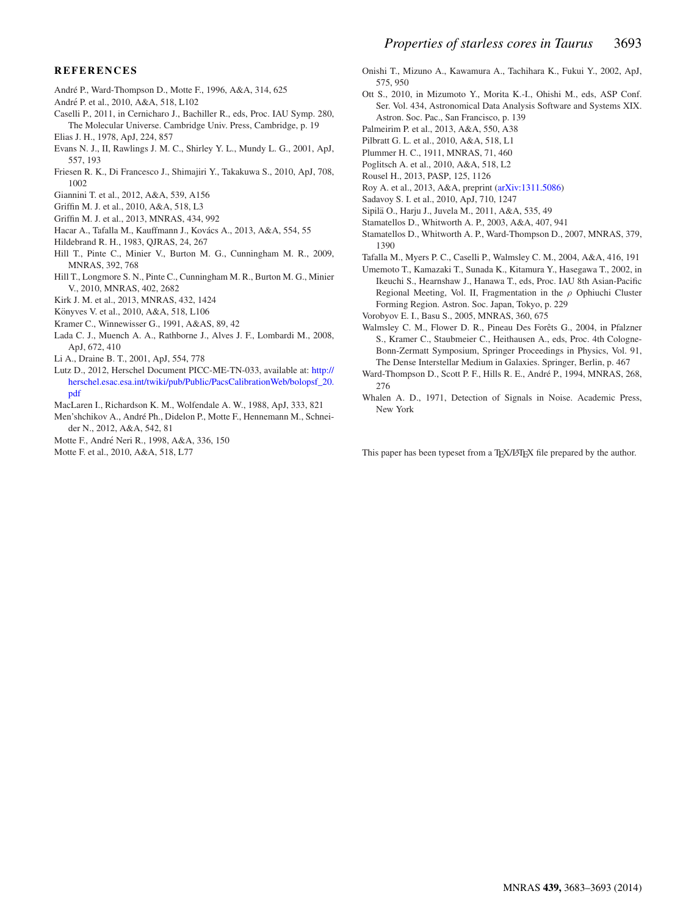## REFERENCES

André P., Ward-Thompson D., Motte F., 1996, A&A, 314, 625

André P. et al., 2010, A&A, 518, L102

Caselli P., 2011, in Cernicharo J., Bachiller R., eds, Proc. IAU Symp. 280, The Molecular Universe. Cambridge Univ. Press, Cambridge, p. 19

Elias J. H., 1978, ApJ, 224, 857

Evans N. J., II, Rawlings J. M. C., Shirley Y. L., Mundy L. G., 2001, ApJ, 557, 193

Friesen R. K., Di Francesco J., Shimajiri Y., Takakuwa S., 2010, ApJ, 708, 1002

Giannini T. et al., 2012, A&A, 539, A156

Griffin M. J. et al., 2010, A&A, 518, L3

Griffin M. J. et al., 2013, MNRAS, 434, 992

Hacar A., Tafalla M., Kauffmann J., Kovács A., 2013, A&A, 554, 55

Hildebrand R. H., 1983, QJRAS, 24, 267

Hill T., Pinte C., Minier V., Burton M. G., Cunningham M. R., 2009, MNRAS, 392, 768

Hill T., Longmore S. N., Pinte C., Cunningham M. R., Burton M. G., Minier V., 2010, MNRAS, 402, 2682

Kirk J. M. et al., 2013, MNRAS, 432, 1424

Könyves V. et al., 2010, A&A, 518, L106

Kramer C., Winnewisser G., 1991, A&AS, 89, 42

Lada C. J., Muench A. A., Rathborne J., Alves J. F., Lombardi M., 2008, ApJ, 672, 410

Li A., Draine B. T., 2001, ApJ, 554, 778

Lutz D., 2012, Herschel Document PICC-ME-TN-033, available at: http://herschel.esac.esa.int/twiki/pub/Public/PacsCalibrationWeb/bolopsf_20.pdf

MacLaren I., Richardson K. M., Wolfendale A. W., 1988, ApJ, 333, 821

Men'shchikov A., André Ph., Didelon P., Motte F., Hennemann M., Schneider N., 2012, A&A, 542, 81

Motte F., André Neri R., 1998, A&A, 336, 150

Motte F. et al., 2010, A&A, 518, L77

Onishi T., Mizuno A., Kawamura A., Tachihara K., Fukui Y., 2002, ApJ, 575, 950

Ott S., 2010, in Mizumoto Y., Morita K.-I., Ohishi M., eds, ASP Conf. Ser. Vol. 434, Astronomical Data Analysis Software and Systems XIX. Astron. Soc. Pac., San Francisco, p. 139

Palmeirim P. et al., 2013, A&A, 550, A38

Pilbratt G. L. et al., 2010, A&A, 518, L1

Plummer H. C., 1911, MNRAS, 71, 460

Poglitsch A. et al., 2010, A&A, 518, L2

Rousel H., 2013, PASP, 125, 1126

Roy A. et al., 2013, A&A, preprint (arXiv:1311.5086)

Sadavoy S. I. et al., 2010, ApJ, 710, 1247

Sipilä O., Harju J., Juvela M., 2011, A&A, 535, 49

Stamatellos D., Whitworth A. P., 2003, A&A, 407, 941

Stamatellos D., Whitworth A. P., Ward-Thompson D., 2007, MNRAS, 379, 1390

Tafalla M., Myers P. C., Caselli P., Walmsley C. M., 2004, A&A, 416, 191

Umemoto T., Kamazaki T., Sunada K., Kitamura Y., Hasegawa T., 2002, in Ikeuchi S., Hearnshaw J., Hanawa T., eds, Proc. IAU 8th Asian-Pacific Regional Meeting, Vol. II, Fragmentation in the $\rho$ Ophiuchi Cluster Forming Region. Astron. Soc. Japan, Tokyo, p. 229

Vorobyov E. I., Basu S., 2005, MNRAS, 360, 675

Walmsley C. M., Flower D. R., Pineau Des Forêts G., 2004, in Pfalzner S., Kramer C., Staubmeier C., Heithausen A., eds, Proc. 4th Cologne-Bonn-Zermatt Symposium, Springer Proceedings in Physics, Vol. 91, The Dense Interstellar Medium in Galaxies. Springer, Berlin, p. 467

Ward-Thompson D., Scott P. F., Hills R. E., André P., 1994, MNRAS, 268, 276

Whalen A. D., 1971, Detection of Signals in Noise. Academic Press, New York

This paper has been typeset from a TEX/LATEX file prepared by the author.